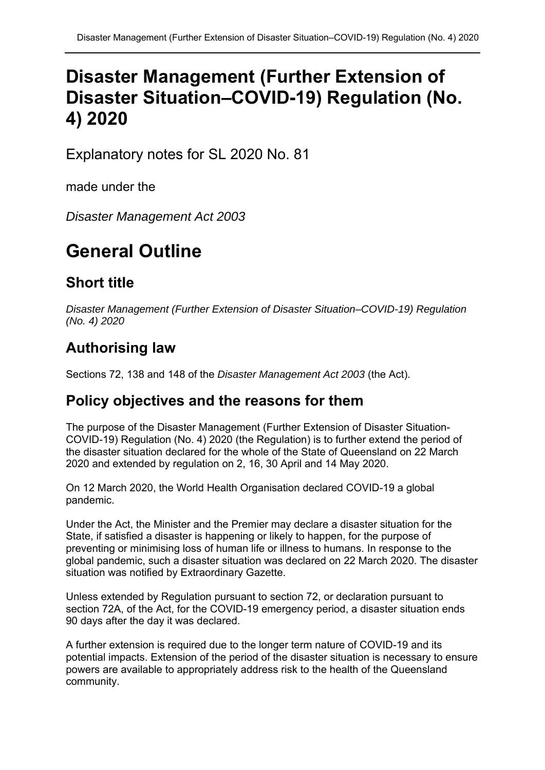# Disaster Management (Further Extension of Disaster Situation–COVID-19) Regulation (No. 4) 2020

Explanatory notes for SL 2020 No. 81

made under the

*Disaster Management Act 2003*

# General Outline

## Short title

*Disaster Management (Further Extension of Disaster Situation–COVID-19) Regulation (No. 4) 2020*

## Authorising law

Sections 72, 138 and 148 of the *Disaster Management Act 2003* (the Act).

## Policy objectives and the reasons for them

The purpose of the Disaster Management (Further Extension of Disaster Situation-COVID-19) Regulation (No. 4) 2020 (the Regulation) is to further extend the period of the disaster situation declared for the whole of the State of Queensland on 22 March 2020 and extended by regulation on 2, 16, 30 April and 14 May 2020.

On 12 March 2020, the World Health Organisation declared COVID-19 a global pandemic.

Under the Act, the Minister and the Premier may declare a disaster situation for the State, if satisfied a disaster is happening or likely to happen, for the purpose of preventing or minimising loss of human life or illness to humans. In response to the global pandemic, such a disaster situation was declared on 22 March 2020. The disaster situation was notified by Extraordinary Gazette.

Unless extended by Regulation pursuant to section 72, or declaration pursuant to section 72A, of the Act, for the COVID-19 emergency period, a disaster situation ends 90 days after the day it was declared.

A further extension is required due to the longer term nature of COVID-19 and its potential impacts. Extension of the period of the disaster situation is necessary to ensure powers are available to appropriately address risk to the health of the Queensland community.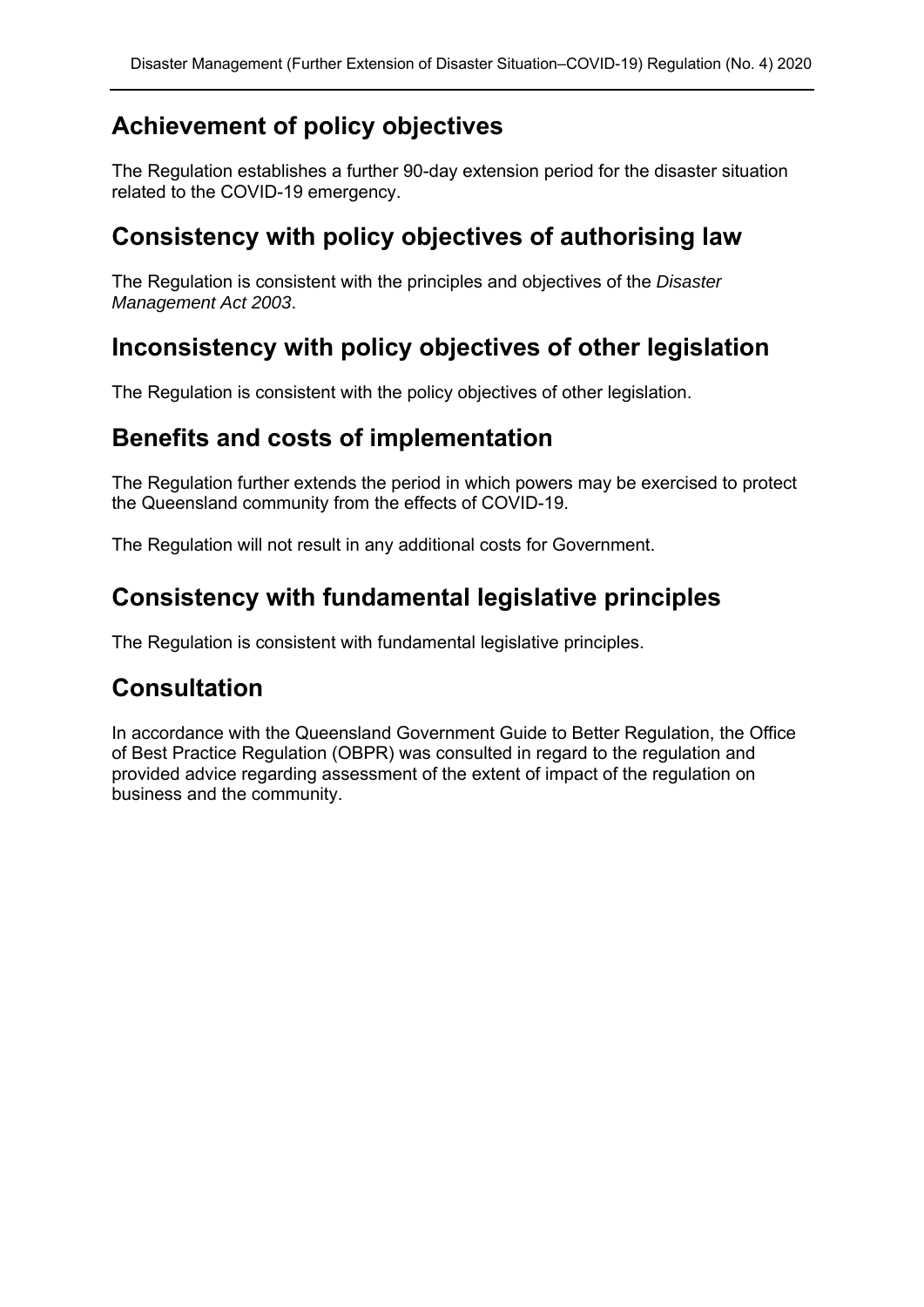## Achievement of policy objectives

The Regulation establishes a further 90-day extension period for the disaster situation related to the COVID-19 emergency.

## Consistency with policy objectives of authorising law

The Regulation is consistent with the principles and objectives of the *Disaster Management Act 2003*.

## Inconsistency with policy objectives of other legislation

The Regulation is consistent with the policy objectives of other legislation.

## Benefits and costs of implementation

The Regulation further extends the period in which powers may be exercised to protect the Queensland community from the effects of COVID-19.

The Regulation will not result in any additional costs for Government.

## Consistency with fundamental legislative principles

The Regulation is consistent with fundamental legislative principles.

## Consultation

In accordance with the Queensland Government Guide to Better Regulation, the Office of Best Practice Regulation (OBPR) was consulted in regard to the regulation and provided advice regarding assessment of the extent of impact of the regulation on business and the community.